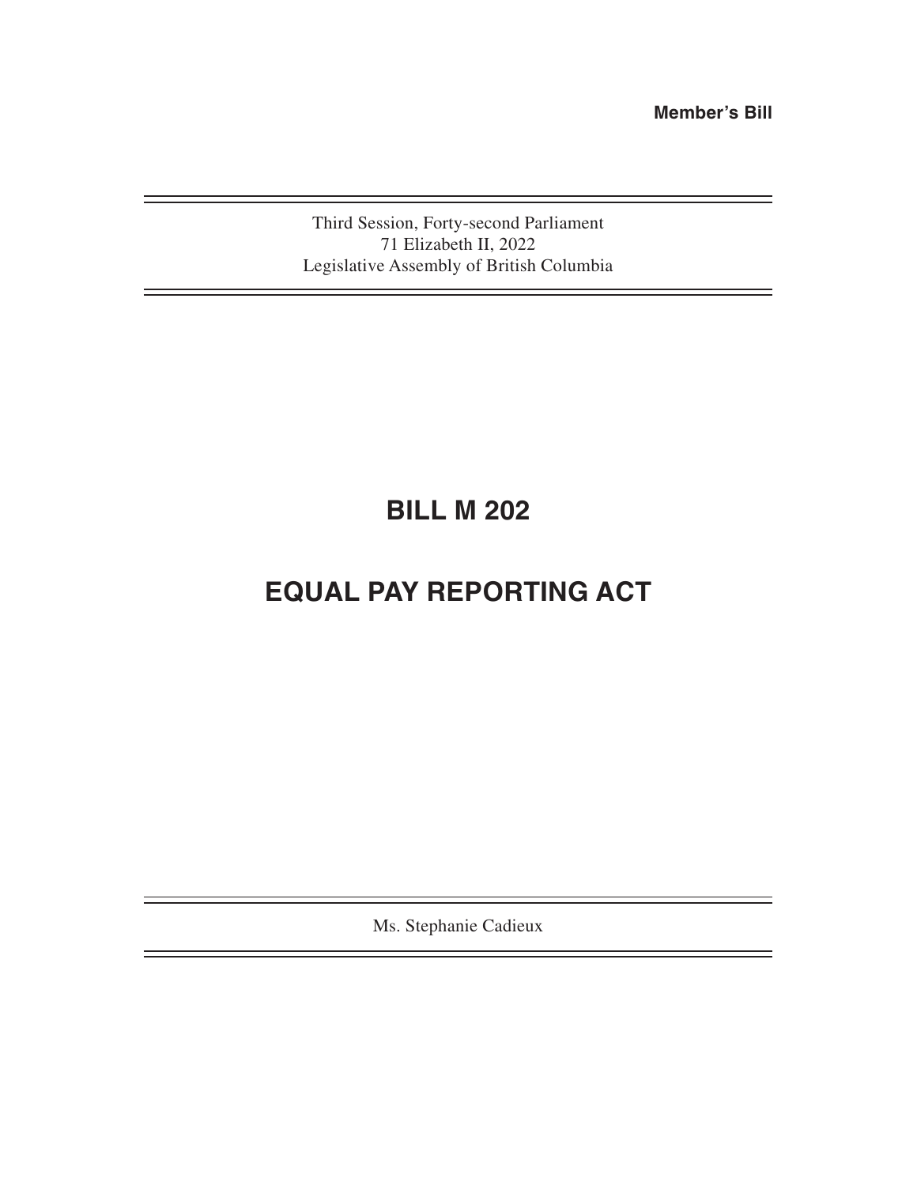**Member's Bill**

Third Session, Forty-second Parliament
71 Elizabeth II, 2022
Legislative Assembly of British Columbia

# BILL M 202

# EQUAL PAY REPORTING ACT

Ms. Stephanie Cadieux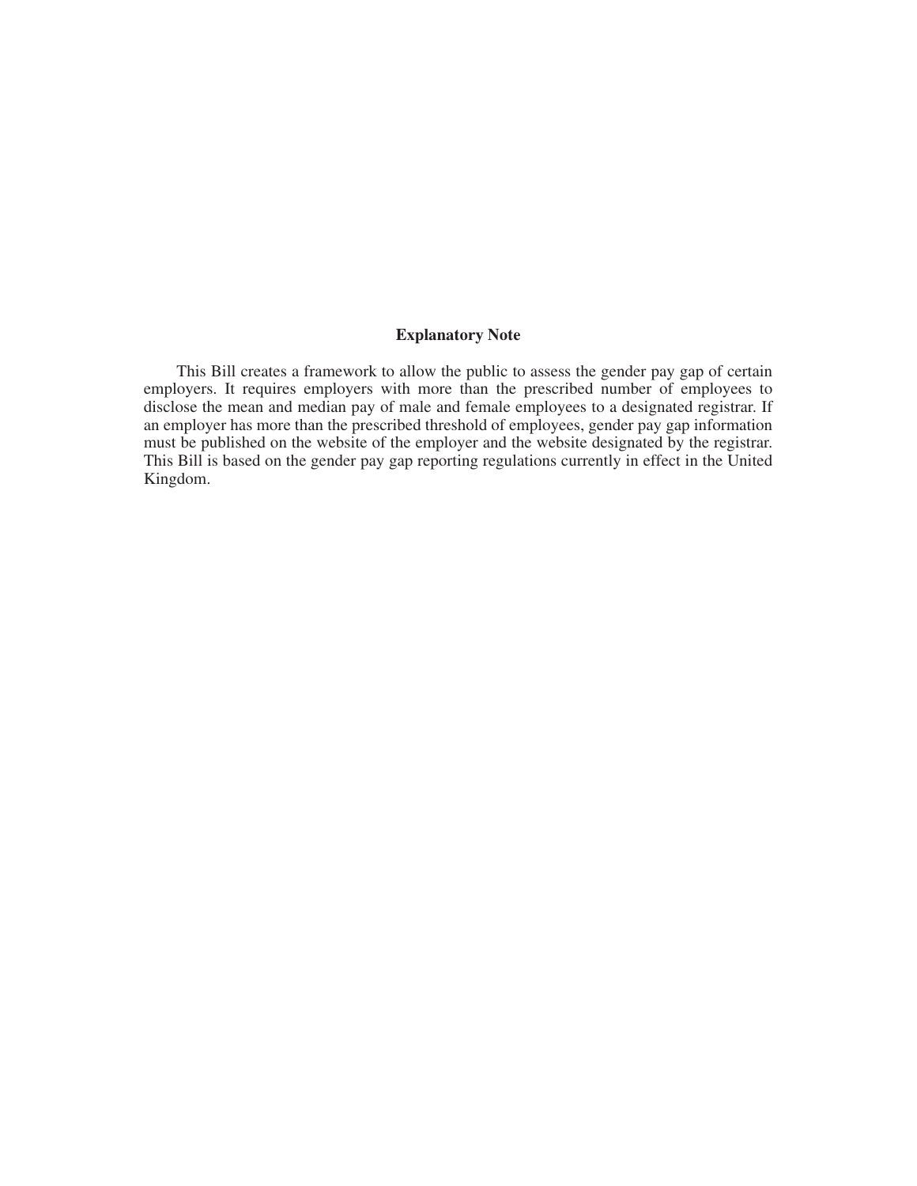**Explanatory Note**

This Bill creates a framework to allow the public to assess the gender pay gap of certain employers. It requires employers with more than the prescribed number of employees to disclose the mean and median pay of male and female employees to a designated registrar. If an employer has more than the prescribed threshold of employees, gender pay gap information must be published on the website of the employer and the website designated by the registrar. This Bill is based on the gender pay gap reporting regulations currently in effect in the United Kingdom.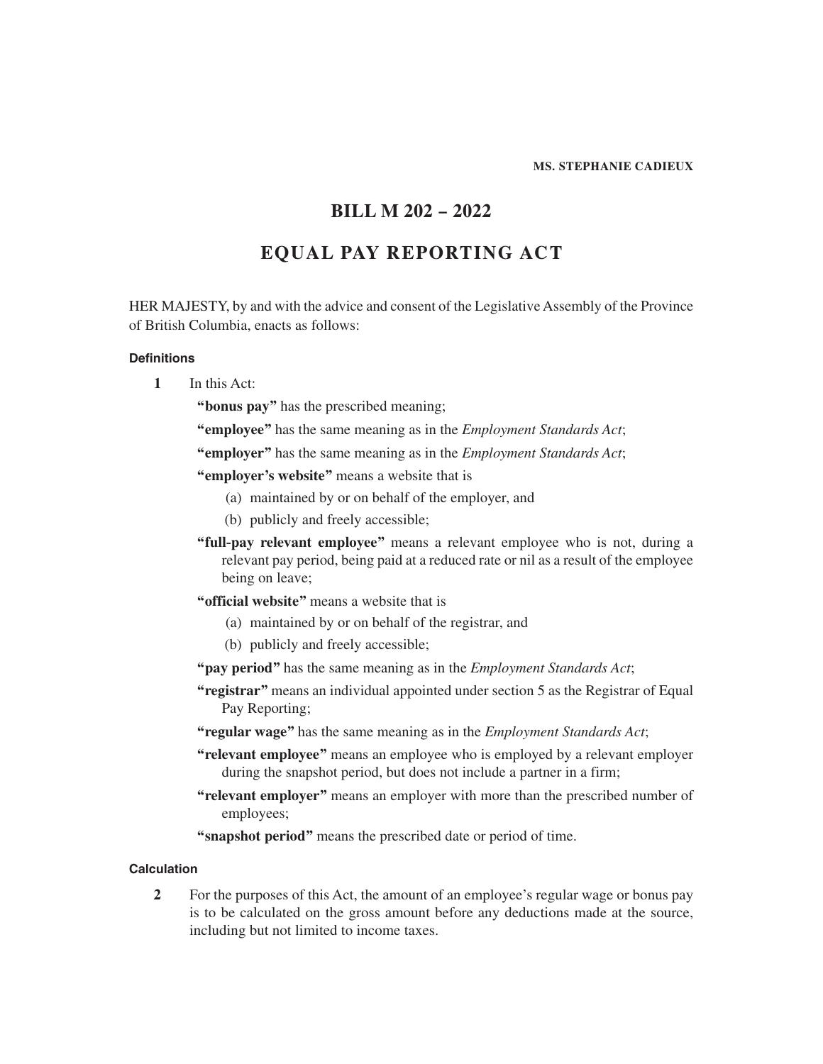**MS. STEPHANIE CADIEUX**

# BILL M 202 – 2022

# EQUAL PAY REPORTING ACT

HER MAJESTY, by and with the advice and consent of the Legislative Assembly of the Province of British Columbia, enacts as follows:

#### Definitions

**1** In this Act:

**"bonus pay"** has the prescribed meaning;

**"employee"** has the same meaning as in the *Employment Standards Act*;

**"employer"** has the same meaning as in the *Employment Standards Act*;

**"employer's website"** means a website that is

(a) maintained by or on behalf of the employer, and

(b) publicly and freely accessible;

**"full-pay relevant employee"** means a relevant employee who is not, during a relevant pay period, being paid at a reduced rate or nil as a result of the employee being on leave;

**"official website"** means a website that is

(a) maintained by or on behalf of the registrar, and

(b) publicly and freely accessible;

**"pay period"** has the same meaning as in the *Employment Standards Act*;

**"registrar"** means an individual appointed under section 5 as the Registrar of Equal Pay Reporting;

**"regular wage"** has the same meaning as in the *Employment Standards Act*;

**"relevant employee"** means an employee who is employed by a relevant employer during the snapshot period, but does not include a partner in a firm;

**"relevant employer"** means an employer with more than the prescribed number of employees;

**"snapshot period"** means the prescribed date or period of time.

#### Calculation

**2** For the purposes of this Act, the amount of an employee's regular wage or bonus pay is to be calculated on the gross amount before any deductions made at the source, including but not limited to income taxes.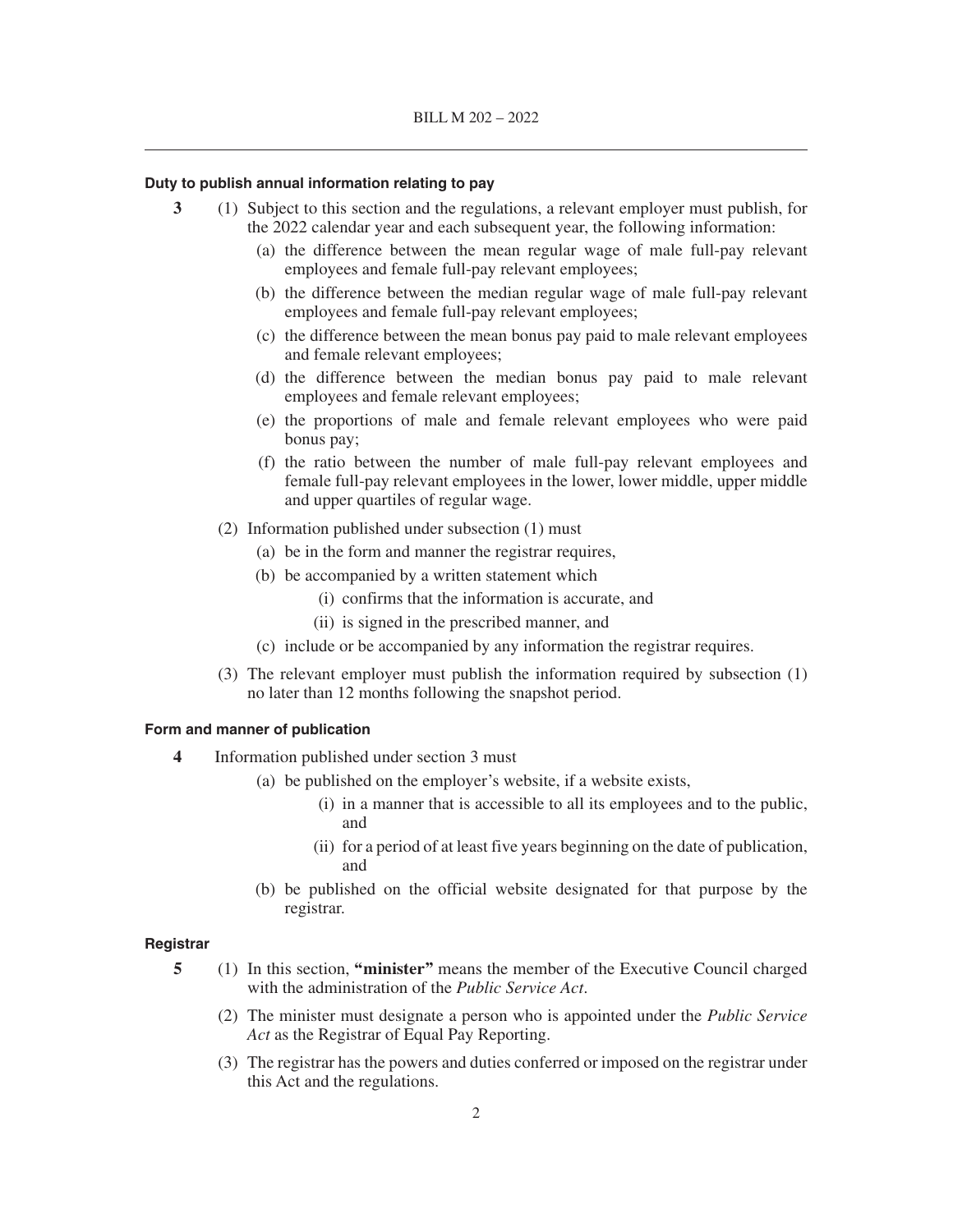**Duty to publish annual information relating to pay**

**3** (1) Subject to this section and the regulations, a relevant employer must publish, for the 2022 calendar year and each subsequent year, the following information:

- (a) the difference between the mean regular wage of male full-pay relevant employees and female full-pay relevant employees;
- (b) the difference between the median regular wage of male full-pay relevant employees and female full-pay relevant employees;
- (c) the difference between the mean bonus pay paid to male relevant employees and female relevant employees;
- (d) the difference between the median bonus pay paid to male relevant employees and female relevant employees;
- (e) the proportions of male and female relevant employees who were paid bonus pay;
- (f) the ratio between the number of male full-pay relevant employees and female full-pay relevant employees in the lower, lower middle, upper middle and upper quartiles of regular wage.

(2) Information published under subsection (1) must

- (a) be in the form and manner the registrar requires,
- (b) be accompanied by a written statement which
  - (i) confirms that the information is accurate, and
  - (ii) is signed in the prescribed manner, and
- (c) include or be accompanied by any information the registrar requires.

(3) The relevant employer must publish the information required by subsection (1) no later than 12 months following the snapshot period.

**Form and manner of publication**

**4** Information published under section 3 must

- (a) be published on the employer's website, if a website exists,
  - (i) in a manner that is accessible to all its employees and to the public, and
  - (ii) for a period of at least five years beginning on the date of publication, and
- (b) be published on the official website designated for that purpose by the registrar.

**Registrar**

**5** (1) In this section, **"minister"** means the member of the Executive Council charged with the administration of the *Public Service Act*.

(2) The minister must designate a person who is appointed under the *Public Service Act* as the Registrar of Equal Pay Reporting.

(3) The registrar has the powers and duties conferred or imposed on the registrar under this Act and the regulations.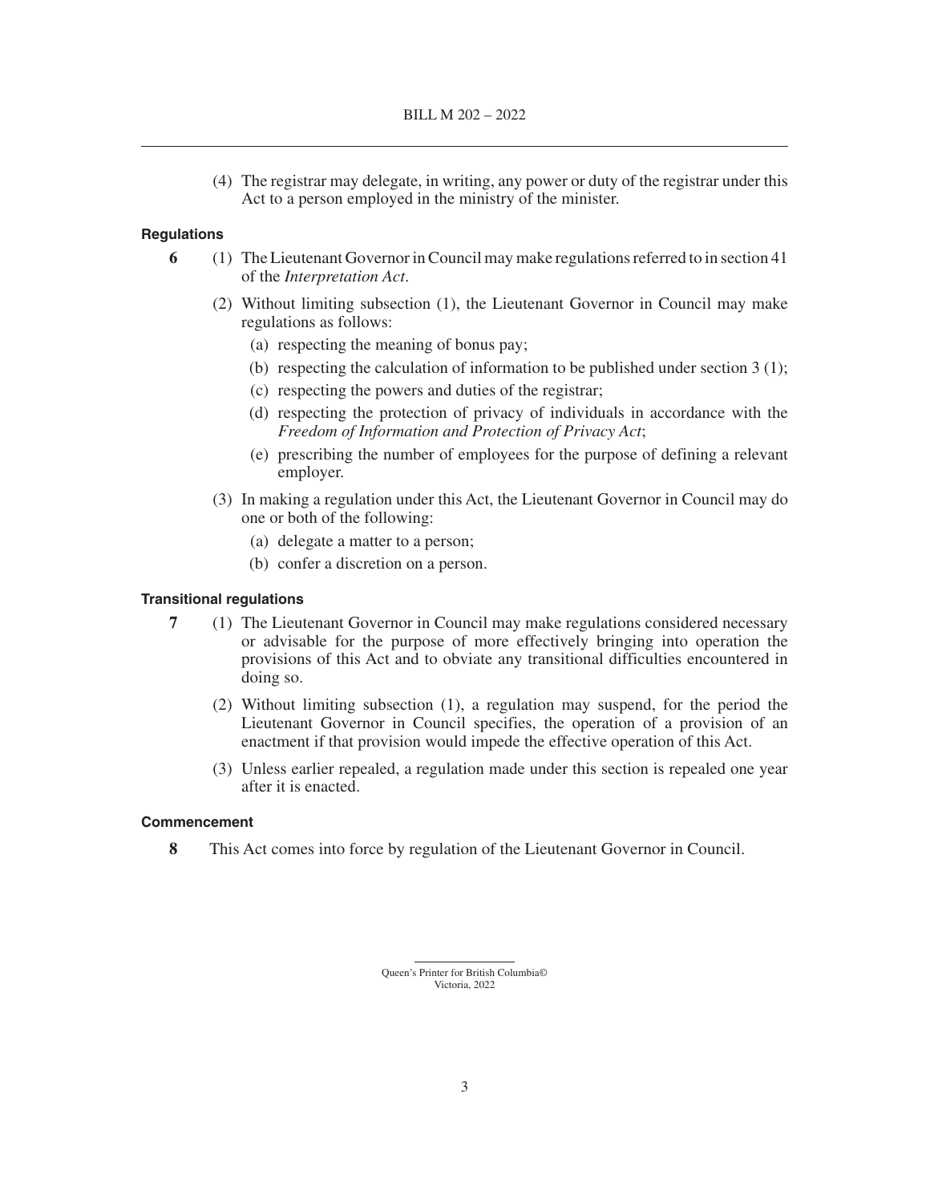(4) The registrar may delegate, in writing, any power or duty of the registrar under this Act to a person employed in the ministry of the minister.

**Regulations**

**6** (1) The Lieutenant Governor in Council may make regulations referred to in section 41 of the *Interpretation Act*.

(2) Without limiting subsection (1), the Lieutenant Governor in Council may make regulations as follows:

(a) respecting the meaning of bonus pay;

(b) respecting the calculation of information to be published under section 3 (1);

(c) respecting the powers and duties of the registrar;

(d) respecting the protection of privacy of individuals in accordance with the *Freedom of Information and Protection of Privacy Act*;

(e) prescribing the number of employees for the purpose of defining a relevant employer.

(3) In making a regulation under this Act, the Lieutenant Governor in Council may do one or both of the following:

(a) delegate a matter to a person;

(b) confer a discretion on a person.

**Transitional regulations**

**7** (1) The Lieutenant Governor in Council may make regulations considered necessary or advisable for the purpose of more effectively bringing into operation the provisions of this Act and to obviate any transitional difficulties encountered in doing so.

(2) Without limiting subsection (1), a regulation may suspend, for the period the Lieutenant Governor in Council specifies, the operation of a provision of an enactment if that provision would impede the effective operation of this Act.

(3) Unless earlier repealed, a regulation made under this section is repealed one year after it is enacted.

**Commencement**

**8** This Act comes into force by regulation of the Lieutenant Governor in Council.

Queen's Printer for British Columbia©
Victoria, 2022